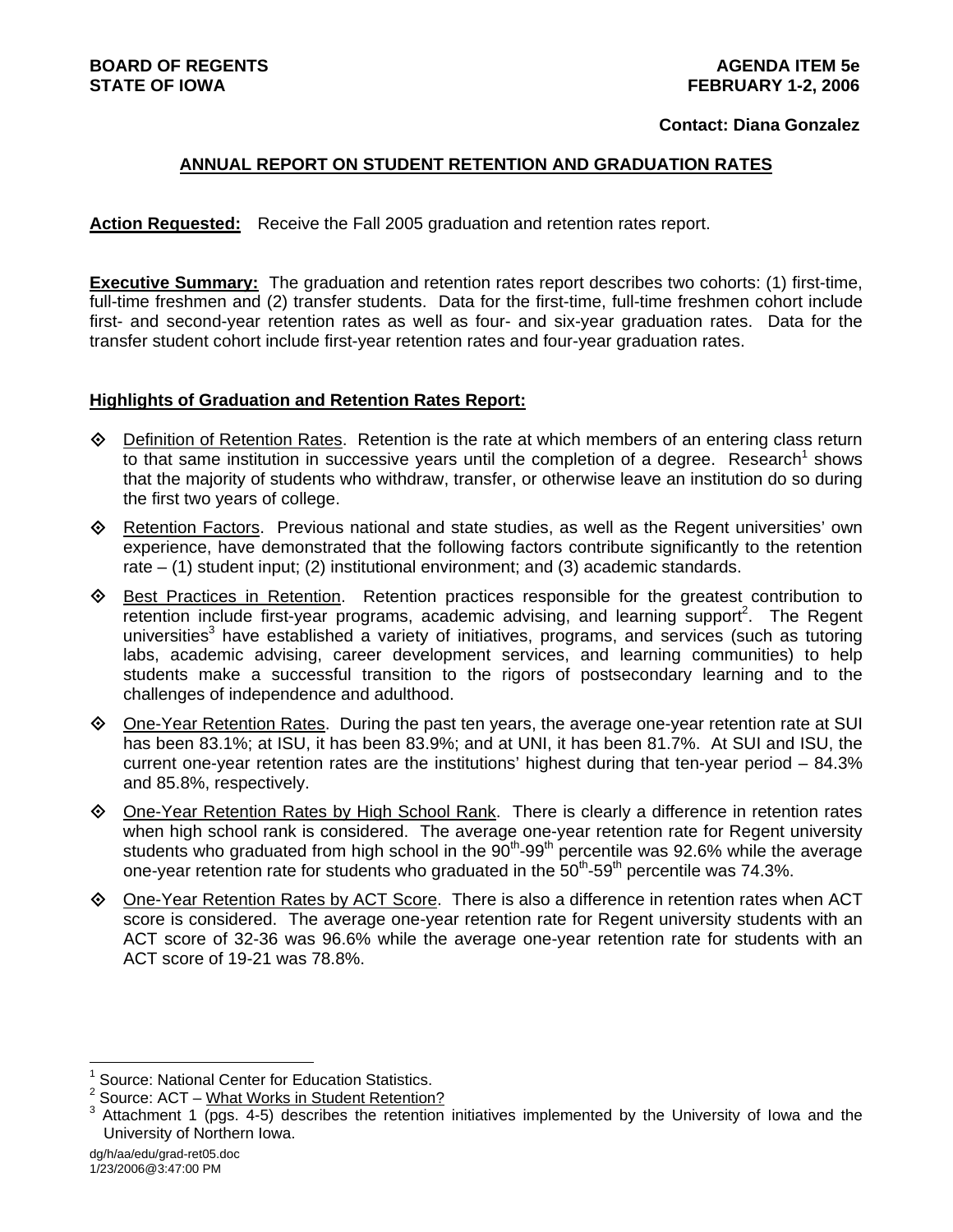**BOARD OF REGENTS**
**STATE OF IOWA**

**AGENDA ITEM 5e**
**FEBRUARY 1-2, 2006**

**Contact: Diana Gonzalez**

## ANNUAL REPORT ON STUDENT RETENTION AND GRADUATION RATES

**Action Requested:** Receive the Fall 2005 graduation and retention rates report.

**Executive Summary:** The graduation and retention rates report describes two cohorts: (1) first-time, full-time freshmen and (2) transfer students. Data for the first-time, full-time freshmen cohort include first- and second-year retention rates as well as four- and six-year graduation rates. Data for the transfer student cohort include first-year retention rates and four-year graduation rates.

**Highlights of Graduation and Retention Rates Report:**

- Definition of Retention Rates. Retention is the rate at which members of an entering class return to that same institution in successive years until the completion of a degree. Research[1] shows that the majority of students who withdraw, transfer, or otherwise leave an institution do so during the first two years of college.

- Retention Factors. Previous national and state studies, as well as the Regent universities' own experience, have demonstrated that the following factors contribute significantly to the retention rate – (1) student input; (2) institutional environment; and (3) academic standards.

- Best Practices in Retention. Retention practices responsible for the greatest contribution to retention include first-year programs, academic advising, and learning support[2]. The Regent universities[3] have established a variety of initiatives, programs, and services (such as tutoring labs, academic advising, career development services, and learning communities) to help students make a successful transition to the rigors of postsecondary learning and to the challenges of independence and adulthood.

- One-Year Retention Rates. During the past ten years, the average one-year retention rate at SUI has been 83.1%; at ISU, it has been 83.9%; and at UNI, it has been 81.7%. At SUI and ISU, the current one-year retention rates are the institutions' highest during that ten-year period – 84.3% and 85.8%, respectively.

- One-Year Retention Rates by High School Rank. There is clearly a difference in retention rates when high school rank is considered. The average one-year retention rate for Regent university students who graduated from high school in the 90th-99th percentile was 92.6% while the average one-year retention rate for students who graduated in the 50th-59th percentile was 74.3%.

- One-Year Retention Rates by ACT Score. There is also a difference in retention rates when ACT score is considered. The average one-year retention rate for Regent university students with an ACT score of 32-36 was 96.6% while the average one-year retention rate for students with an ACT score of 19-21 was 78.8%.

---

[1] Source: National Center for Education Statistics.
[2] Source: ACT – What Works in Student Retention?
[3] Attachment 1 (pgs. 4-5) describes the retention initiatives implemented by the University of Iowa and the University of Northern Iowa.

dg/h/aa/edu/grad-ret05.doc
1/23/2006@3:47:00 PM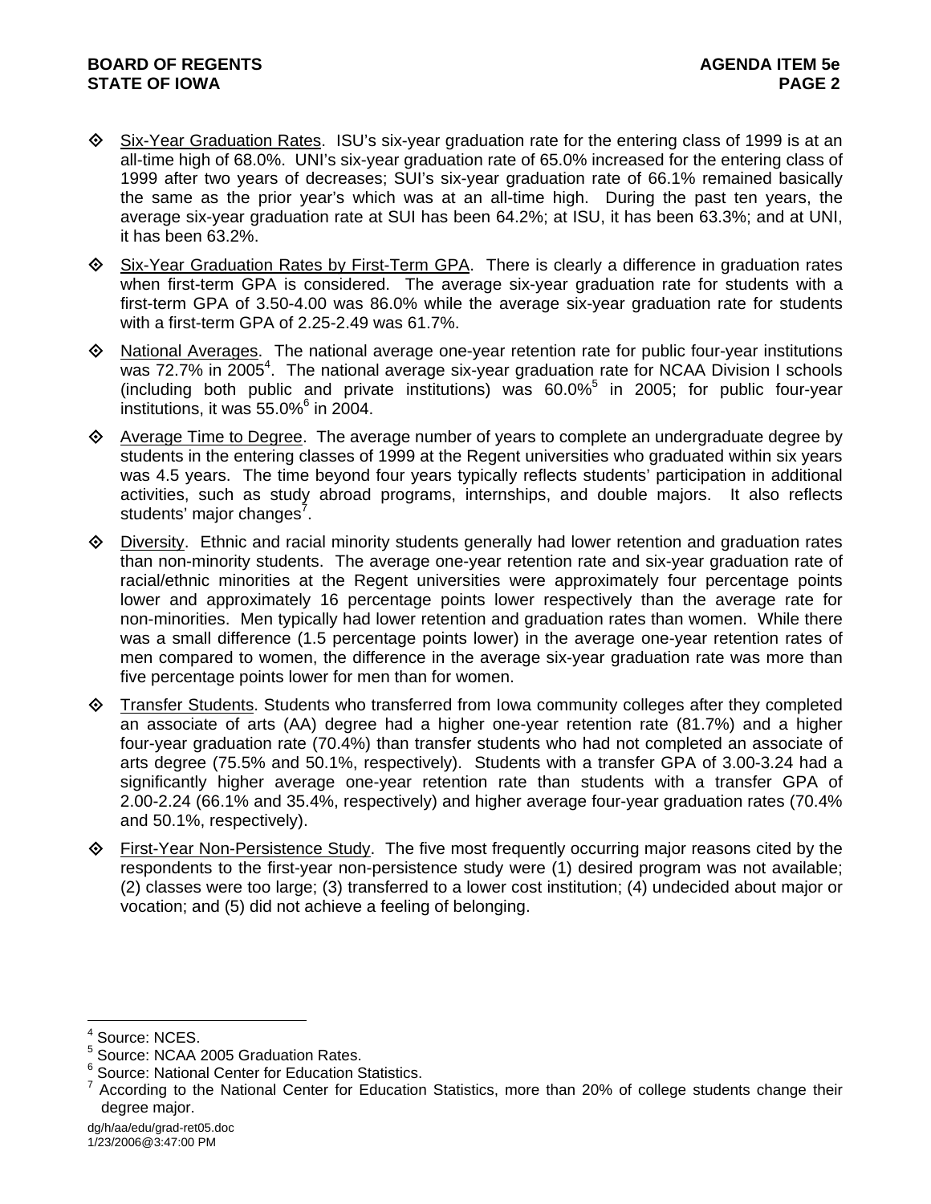- Six-Year Graduation Rates. ISU's six-year graduation rate for the entering class of 1999 is at an all-time high of 68.0%. UNI's six-year graduation rate of 65.0% increased for the entering class of 1999 after two years of decreases; SUI's six-year graduation rate of 66.1% remained basically the same as the prior year's which was at an all-time high. During the past ten years, the average six-year graduation rate at SUI has been 64.2%; at ISU, it has been 63.3%; and at UNI, it has been 63.2%.

- Six-Year Graduation Rates by First-Term GPA. There is clearly a difference in graduation rates when first-term GPA is considered. The average six-year graduation rate for students with a first-term GPA of 3.50-4.00 was 86.0% while the average six-year graduation rate for students with a first-term GPA of 2.25-2.49 was 61.7%.

- National Averages. The national average one-year retention rate for public four-year institutions was 72.7% in 2005[4]. The national average six-year graduation rate for NCAA Division I schools (including both public and private institutions) was 60.0%[5] in 2005; for public four-year institutions, it was 55.0%[6] in 2004.

- Average Time to Degree. The average number of years to complete an undergraduate degree by students in the entering classes of 1999 at the Regent universities who graduated within six years was 4.5 years. The time beyond four years typically reflects students' participation in additional activities, such as study abroad programs, internships, and double majors. It also reflects students' major changes[7].

- Diversity. Ethnic and racial minority students generally had lower retention and graduation rates than non-minority students. The average one-year retention rate and six-year graduation rate of racial/ethnic minorities at the Regent universities were approximately four percentage points lower and approximately 16 percentage points lower respectively than the average rate for non-minorities. Men typically had lower retention and graduation rates than women. While there was a small difference (1.5 percentage points lower) in the average one-year retention rates of men compared to women, the difference in the average six-year graduation rate was more than five percentage points lower for men than for women.

- Transfer Students. Students who transferred from Iowa community colleges after they completed an associate of arts (AA) degree had a higher one-year retention rate (81.7%) and a higher four-year graduation rate (70.4%) than transfer students who had not completed an associate of arts degree (75.5% and 50.1%, respectively). Students with a transfer GPA of 3.00-3.24 had a significantly higher average one-year retention rate than students with a transfer GPA of 2.00-2.24 (66.1% and 35.4%, respectively) and higher average four-year graduation rates (70.4% and 50.1%, respectively).

- First-Year Non-Persistence Study. The five most frequently occurring major reasons cited by the respondents to the first-year non-persistence study were (1) desired program was not available; (2) classes were too large; (3) transferred to a lower cost institution; (4) undecided about major or vocation; and (5) did not achieve a feeling of belonging.

---

[4] Source: NCES.
[5] Source: NCAA 2005 Graduation Rates.
[6] Source: National Center for Education Statistics.
[7] According to the National Center for Education Statistics, more than 20% of college students change their degree major.

dg/h/aa/edu/grad-ret05.doc
1/23/2006@3:47:00 PM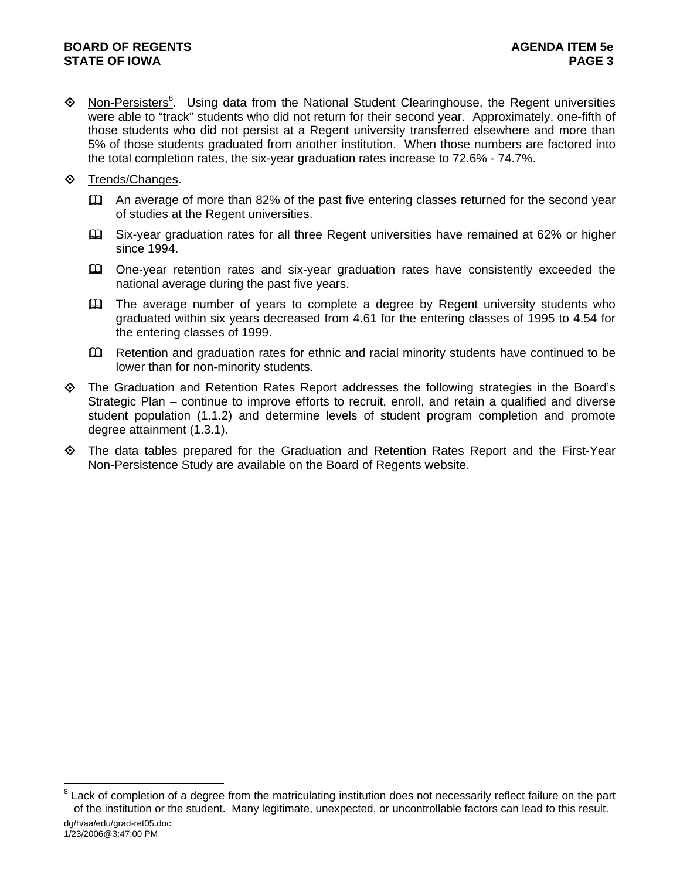- Non-Persisters[8]. Using data from the National Student Clearinghouse, the Regent universities were able to "track" students who did not return for their second year. Approximately, one-fifth of those students who did not persist at a Regent university transferred elsewhere and more than 5% of those students graduated from another institution. When those numbers are factored into the total completion rates, the six-year graduation rates increase to 72.6% - 74.7%.

- Trends/Changes.

  - An average of more than 82% of the past five entering classes returned for the second year of studies at the Regent universities.

  - Six-year graduation rates for all three Regent universities have remained at 62% or higher since 1994.

  - One-year retention rates and six-year graduation rates have consistently exceeded the national average during the past five years.

  - The average number of years to complete a degree by Regent university students who graduated within six years decreased from 4.61 for the entering classes of 1995 to 4.54 for the entering classes of 1999.

  - Retention and graduation rates for ethnic and racial minority students have continued to be lower than for non-minority students.

- The Graduation and Retention Rates Report addresses the following strategies in the Board's Strategic Plan – continue to improve efforts to recruit, enroll, and retain a qualified and diverse student population (1.1.2) and determine levels of student program completion and promote degree attainment (1.3.1).

- The data tables prepared for the Graduation and Retention Rates Report and the First-Year Non-Persistence Study are available on the Board of Regents website.

---

[8] Lack of completion of a degree from the matriculating institution does not necessarily reflect failure on the part of the institution or the student. Many legitimate, unexpected, or uncontrollable factors can lead to this result.

dg/h/aa/edu/grad-ret05.doc
1/23/2006@3:47:00 PM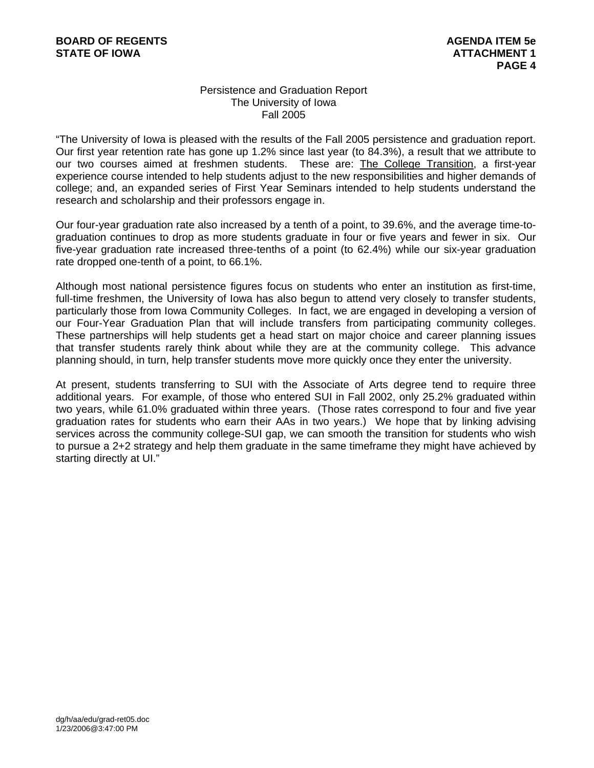Persistence and Graduation Report
The University of Iowa
Fall 2005

"The University of Iowa is pleased with the results of the Fall 2005 persistence and graduation report. Our first year retention rate has gone up 1.2% since last year (to 84.3%), a result that we attribute to our two courses aimed at freshmen students. These are: The College Transition, a first-year experience course intended to help students adjust to the new responsibilities and higher demands of college; and, an expanded series of First Year Seminars intended to help students understand the research and scholarship and their professors engage in.

Our four-year graduation rate also increased by a tenth of a point, to 39.6%, and the average time-to-graduation continues to drop as more students graduate in four or five years and fewer in six. Our five-year graduation rate increased three-tenths of a point (to 62.4%) while our six-year graduation rate dropped one-tenth of a point, to 66.1%.

Although most national persistence figures focus on students who enter an institution as first-time, full-time freshmen, the University of Iowa has also begun to attend very closely to transfer students, particularly those from Iowa Community Colleges. In fact, we are engaged in developing a version of our Four-Year Graduation Plan that will include transfers from participating community colleges. These partnerships will help students get a head start on major choice and career planning issues that transfer students rarely think about while they are at the community college. This advance planning should, in turn, help transfer students move more quickly once they enter the university.

At present, students transferring to SUI with the Associate of Arts degree tend to require three additional years. For example, of those who entered SUI in Fall 2002, only 25.2% graduated within two years, while 61.0% graduated within three years. (Those rates correspond to four and five year graduation rates for students who earn their AAs in two years.) We hope that by linking advising services across the community college-SUI gap, we can smooth the transition for students who wish to pursue a 2+2 strategy and help them graduate in the same timeframe they might have achieved by starting directly at UI."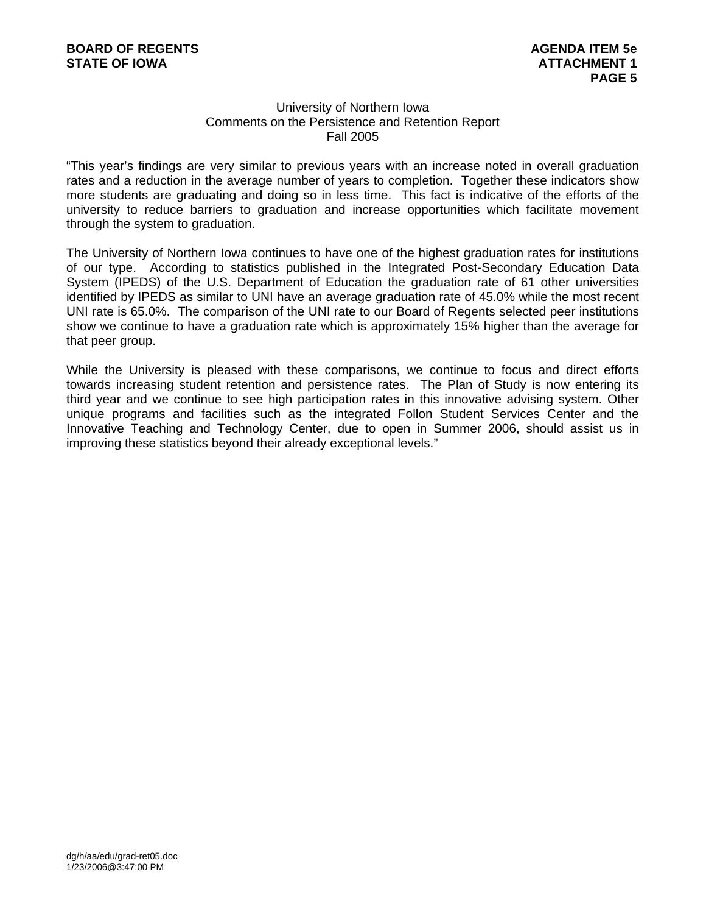University of Northern Iowa
Comments on the Persistence and Retention Report
Fall 2005

"This year's findings are very similar to previous years with an increase noted in overall graduation rates and a reduction in the average number of years to completion. Together these indicators show more students are graduating and doing so in less time. This fact is indicative of the efforts of the university to reduce barriers to graduation and increase opportunities which facilitate movement through the system to graduation.

The University of Northern Iowa continues to have one of the highest graduation rates for institutions of our type. According to statistics published in the Integrated Post-Secondary Education Data System (IPEDS) of the U.S. Department of Education the graduation rate of 61 other universities identified by IPEDS as similar to UNI have an average graduation rate of 45.0% while the most recent UNI rate is 65.0%. The comparison of the UNI rate to our Board of Regents selected peer institutions show we continue to have a graduation rate which is approximately 15% higher than the average for that peer group.

While the University is pleased with these comparisons, we continue to focus and direct efforts towards increasing student retention and persistence rates. The Plan of Study is now entering its third year and we continue to see high participation rates in this innovative advising system. Other unique programs and facilities such as the integrated Follon Student Services Center and the Innovative Teaching and Technology Center, due to open in Summer 2006, should assist us in improving these statistics beyond their already exceptional levels."

dg/h/aa/edu/grad-ret05.doc
1/23/2006@3:47:00 PM